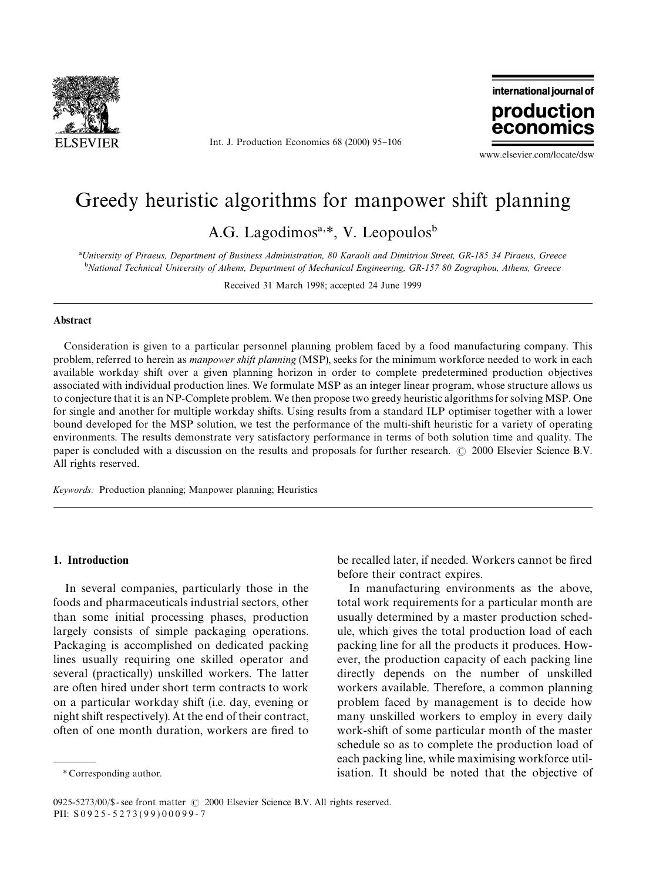# Greedy heuristic algorithms for manpower shift planning

A.G. Lagodimos[a,*], V. Leopoulos[b]

[a]University of Piraeus, Department of Business Administration, 80 Karaoli and Dimitriou Street, GR-185 34 Piraeus, Greece
[b]National Technical University of Athens, Department of Mechanical Engineering, GR-157 80 Zographou, Athens, Greece

Received 31 March 1998; accepted 24 June 1999

## Abstract

Consideration is given to a particular personnel planning problem faced by a food manufacturing company. This problem, referred to herein as *manpower shift planning* (MSP), seeks for the minimum workforce needed to work in each available workday shift over a given planning horizon in order to complete predetermined production objectives associated with individual production lines. We formulate MSP as an integer linear program, whose structure allows us to conjecture that it is an NP-Complete problem. We then propose two greedy heuristic algorithms for solving MSP. One for single and another for multiple workday shifts. Using results from a standard ILP optimiser together with a lower bound developed for the MSP solution, we test the performance of the multi-shift heuristic for a variety of operating environments. The results demonstrate very satisfactory performance in terms of both solution time and quality. The paper is concluded with a discussion on the results and proposals for further research. © 2000 Elsevier Science B.V. All rights reserved.

*Keywords:* Production planning; Manpower planning; Heuristics

## 1. Introduction

In several companies, particularly those in the foods and pharmaceuticals industrial sectors, other than some initial processing phases, production largely consists of simple packaging operations. Packaging is accomplished on dedicated packing lines usually requiring one skilled operator and several (practically) unskilled workers. The latter are often hired under short term contracts to work on a particular workday shift (i.e. day, evening or night shift respectively). At the end of their contract, often of one month duration, workers are fired to be recalled later, if needed. Workers cannot be fired before their contract expires.

In manufacturing environments as the above, total work requirements for a particular month are usually determined by a master production schedule, which gives the total production load of each packing line for all the products it produces. However, the production capacity of each packing line directly depends on the number of unskilled workers available. Therefore, a common planning problem faced by management is to decide how many unskilled workers to employ in every daily work-shift of some particular month of the master schedule so as to complete the production load of each packing line, while maximising workforce utilisation. It should be noted that the objective of

\* Corresponding author.

0925-5273/00/$ - see front matter © 2000 Elsevier Science B.V. All rights reserved.
PII: S0925-5273(99)00099-7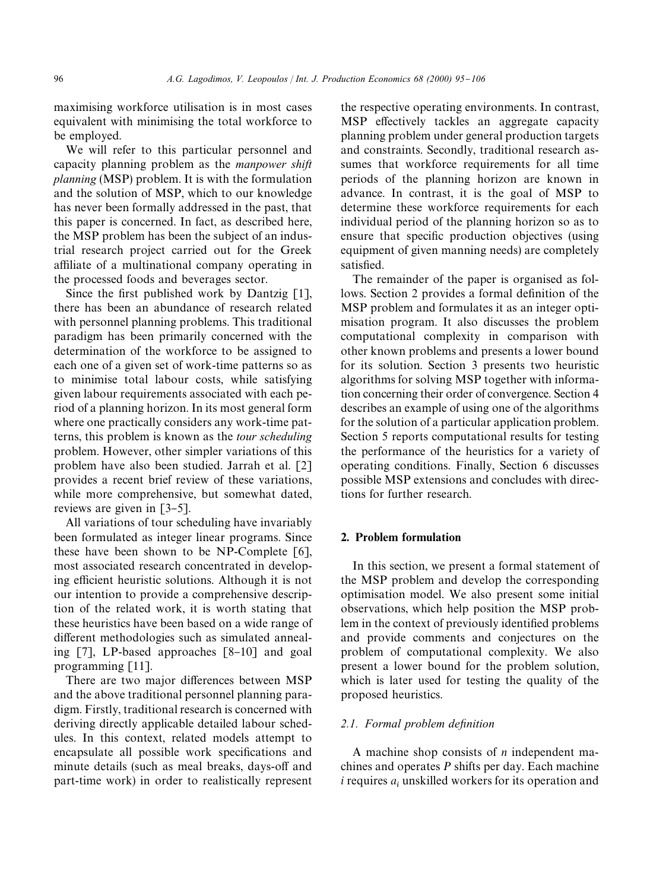maximising workforce utilisation is in most cases equivalent with minimising the total workforce to be employed.

We will refer to this particular personnel and capacity planning problem as the *manpower shift planning* (MSP) problem. It is with the formulation and the solution of MSP, which to our knowledge has never been formally addressed in the past, that this paper is concerned. In fact, as described here, the MSP problem has been the subject of an industrial research project carried out for the Greek affiliate of a multinational company operating in the processed foods and beverages sector.

Since the first published work by Dantzig [1], there has been an abundance of research related with personnel planning problems. This traditional paradigm has been primarily concerned with the determination of the workforce to be assigned to each one of a given set of work-time patterns so as to minimise total labour costs, while satisfying given labour requirements associated with each period of a planning horizon. In its most general form where one practically considers any work-time patterns, this problem is known as the *tour scheduling* problem. However, other simpler variations of this problem have also been studied. Jarrah et al. [2] provides a recent brief review of these variations, while more comprehensive, but somewhat dated, reviews are given in [3–5].

All variations of tour scheduling have invariably been formulated as integer linear programs. Since these have been shown to be NP-Complete [6], most associated research concentrated in developing efficient heuristic solutions. Although it is not our intention to provide a comprehensive description of the related work, it is worth stating that these heuristics have been based on a wide range of different methodologies such as simulated annealing [7], LP-based approaches [8–10] and goal programming [11].

There are two major differences between MSP and the above traditional personnel planning paradigm. Firstly, traditional research is concerned with deriving directly applicable detailed labour schedules. In this context, related models attempt to encapsulate all possible work specifications and minute details (such as meal breaks, days-off and part-time work) in order to realistically represent the respective operating environments. In contrast, MSP effectively tackles an aggregate capacity planning problem under general production targets and constraints. Secondly, traditional research assumes that workforce requirements for all time periods of the planning horizon are known in advance. In contrast, it is the goal of MSP to determine these workforce requirements for each individual period of the planning horizon so as to ensure that specific production objectives (using equipment of given manning needs) are completely satisfied.

The remainder of the paper is organised as follows. Section 2 provides a formal definition of the MSP problem and formulates it as an integer optimisation program. It also discusses the problem computational complexity in comparison with other known problems and presents a lower bound for its solution. Section 3 presents two heuristic algorithms for solving MSP together with information concerning their order of convergence. Section 4 describes an example of using one of the algorithms for the solution of a particular application problem. Section 5 reports computational results for testing the performance of the heuristics for a variety of operating conditions. Finally, Section 6 discusses possible MSP extensions and concludes with directions for further research.

## 2. Problem formulation

In this section, we present a formal statement of the MSP problem and develop the corresponding optimisation model. We also present some initial observations, which help position the MSP problem in the context of previously identified problems and provide comments and conjectures on the problem of computational complexity. We also present a lower bound for the problem solution, which is later used for testing the quality of the proposed heuristics.

### *2.1. Formal problem definition*

A machine shop consists of $n$ independent machines and operates $P$ shifts per day. Each machine $i$ requires $a_i$ unskilled workers for its operation and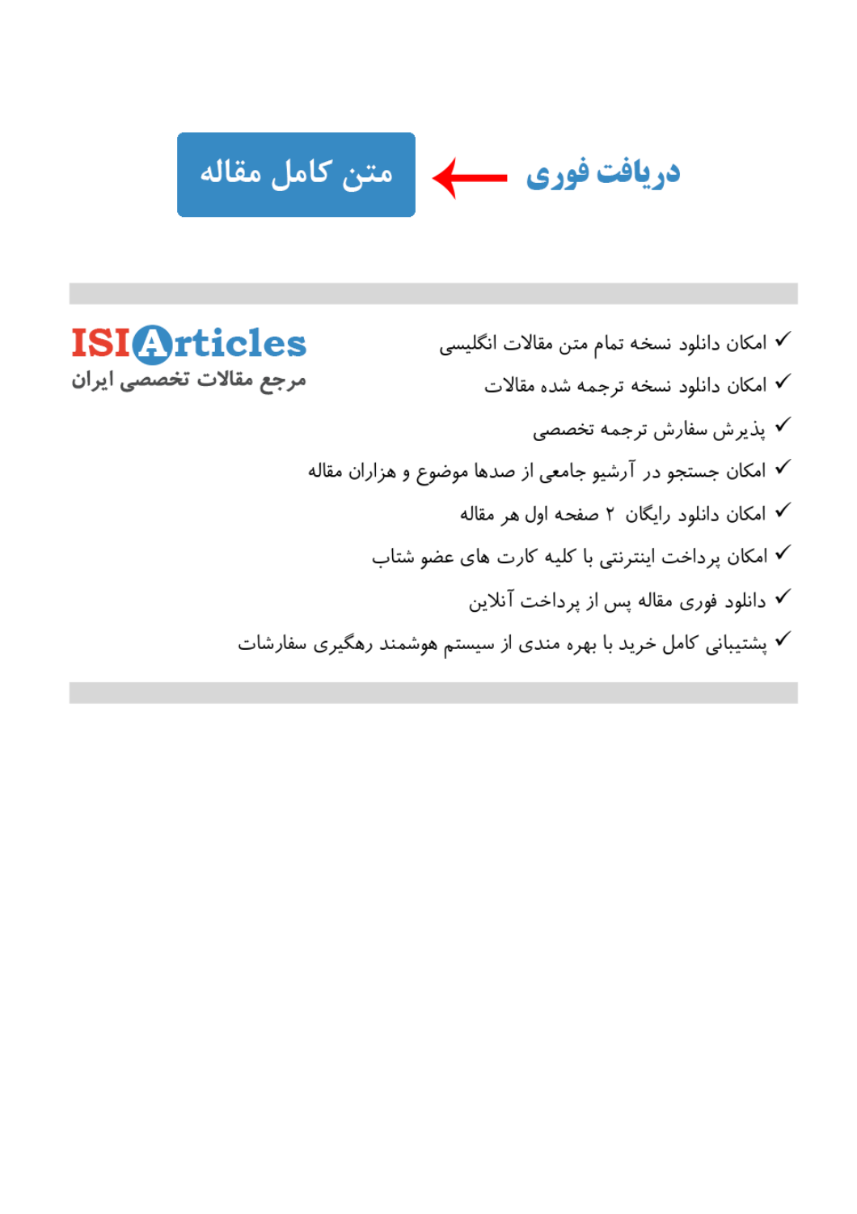دریافت فوری ← متن کامل مقاله

**ISIArticles**
مرجع مقالات تخصصی ایران

- ✓ امکان دانلود نسخه تمام متن مقالات انگلیسی
- ✓ امکان دانلود نسخه ترجمه شده مقالات
- ✓ پذیرش سفارش ترجمه تخصصی
- ✓ امکان جستجو در آرشیو جامعی از صدها موضوع و هزاران مقاله
- ✓ امکان دانلود رایگان ۲ صفحه اول هر مقاله
- ✓ امکان پرداخت اینترنتی با کلیه کارت های عضو شتاب
- ✓ دانلود فوری مقاله پس از پرداخت آنلاین
- ✓ پشتیبانی کامل خرید با بهره مندی از سیستم هوشمند رهگیری سفارشات